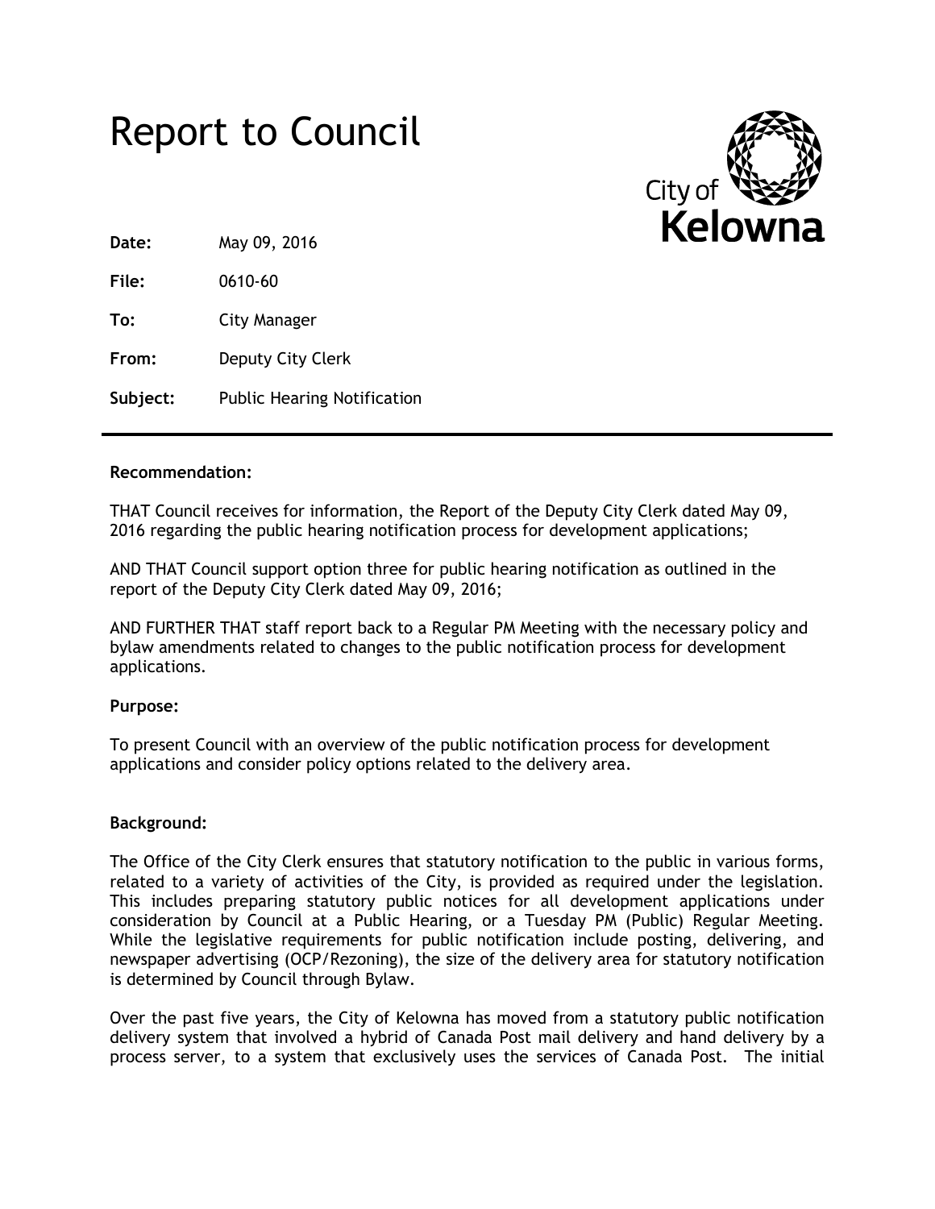# Report to Council

**Date:** May 09, 2016

**File:** 0610-60

**To:** City Manager

**From:** Deputy City Clerk

**Subject:** Public Hearing Notification

---

**Recommendation:**

THAT Council receives for information, the Report of the Deputy City Clerk dated May 09, 2016 regarding the public hearing notification process for development applications;

AND THAT Council support option three for public hearing notification as outlined in the report of the Deputy City Clerk dated May 09, 2016;

AND FURTHER THAT staff report back to a Regular PM Meeting with the necessary policy and bylaw amendments related to changes to the public notification process for development applications.

**Purpose:**

To present Council with an overview of the public notification process for development applications and consider policy options related to the delivery area.

**Background:**

The Office of the City Clerk ensures that statutory notification to the public in various forms, related to a variety of activities of the City, is provided as required under the legislation. This includes preparing statutory public notices for all development applications under consideration by Council at a Public Hearing, or a Tuesday PM (Public) Regular Meeting. While the legislative requirements for public notification include posting, delivering, and newspaper advertising (OCP/Rezoning), the size of the delivery area for statutory notification is determined by Council through Bylaw.

Over the past five years, the City of Kelowna has moved from a statutory public notification delivery system that involved a hybrid of Canada Post mail delivery and hand delivery by a process server, to a system that exclusively uses the services of Canada Post. The initial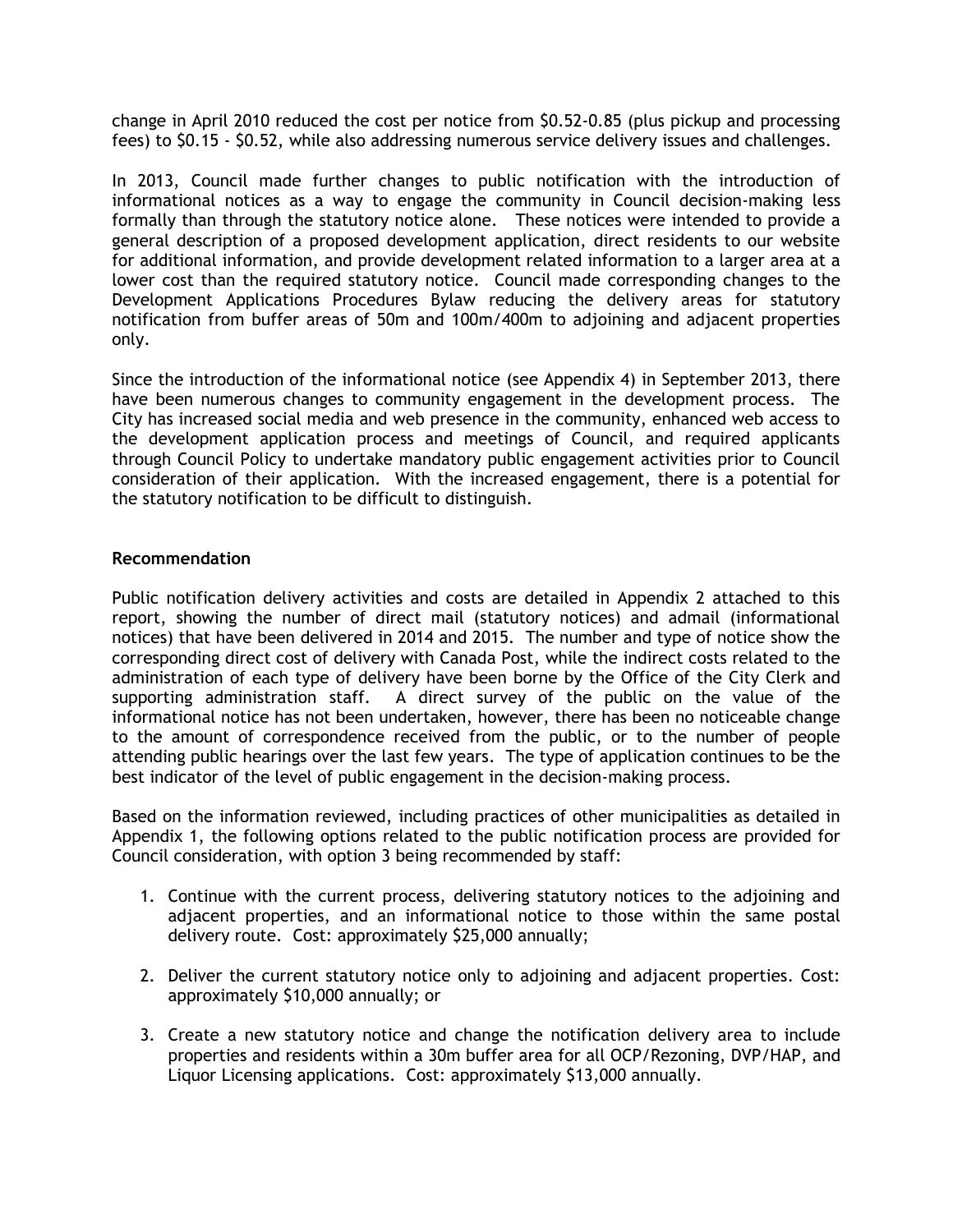change in April 2010 reduced the cost per notice from $0.52-0.85 (plus pickup and processing fees) to $0.15 - $0.52, while also addressing numerous service delivery issues and challenges.

In 2013, Council made further changes to public notification with the introduction of informational notices as a way to engage the community in Council decision-making less formally than through the statutory notice alone. These notices were intended to provide a general description of a proposed development application, direct residents to our website for additional information, and provide development related information to a larger area at a lower cost than the required statutory notice. Council made corresponding changes to the Development Applications Procedures Bylaw reducing the delivery areas for statutory notification from buffer areas of 50m and 100m/400m to adjoining and adjacent properties only.

Since the introduction of the informational notice (see Appendix 4) in September 2013, there have been numerous changes to community engagement in the development process. The City has increased social media and web presence in the community, enhanced web access to the development application process and meetings of Council, and required applicants through Council Policy to undertake mandatory public engagement activities prior to Council consideration of their application. With the increased engagement, there is a potential for the statutory notification to be difficult to distinguish.

**Recommendation**

Public notification delivery activities and costs are detailed in Appendix 2 attached to this report, showing the number of direct mail (statutory notices) and admail (informational notices) that have been delivered in 2014 and 2015. The number and type of notice show the corresponding direct cost of delivery with Canada Post, while the indirect costs related to the administration of each type of delivery have been borne by the Office of the City Clerk and supporting administration staff. A direct survey of the public on the value of the informational notice has not been undertaken, however, there has been no noticeable change to the amount of correspondence received from the public, or to the number of people attending public hearings over the last few years. The type of application continues to be the best indicator of the level of public engagement in the decision-making process.

Based on the information reviewed, including practices of other municipalities as detailed in Appendix 1, the following options related to the public notification process are provided for Council consideration, with option 3 being recommended by staff:

1. Continue with the current process, delivering statutory notices to the adjoining and adjacent properties, and an informational notice to those within the same postal delivery route. Cost: approximately $25,000 annually;

2. Deliver the current statutory notice only to adjoining and adjacent properties. Cost: approximately $10,000 annually; or

3. Create a new statutory notice and change the notification delivery area to include properties and residents within a 30m buffer area for all OCP/Rezoning, DVP/HAP, and Liquor Licensing applications. Cost: approximately $13,000 annually.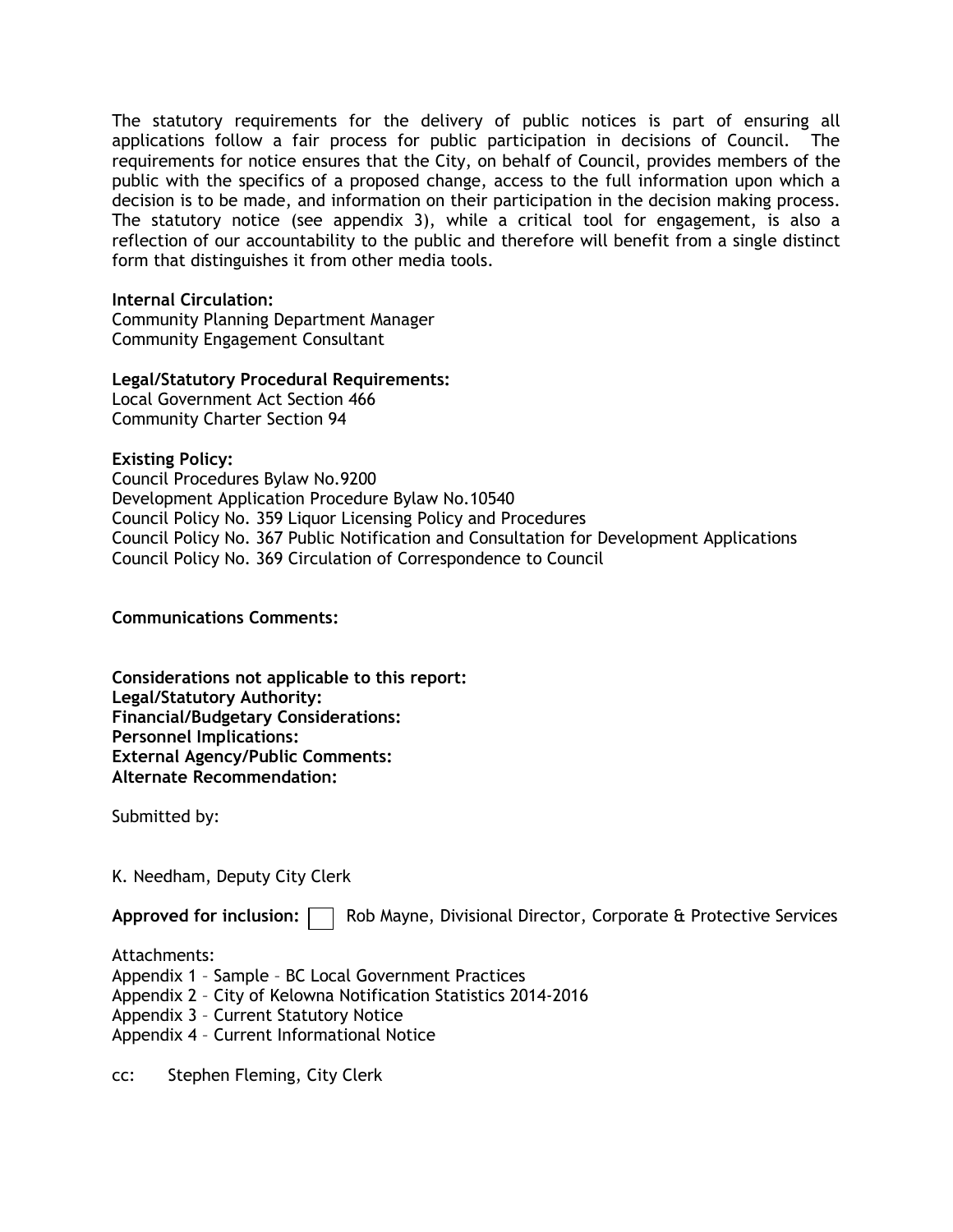The statutory requirements for the delivery of public notices is part of ensuring all applications follow a fair process for public participation in decisions of Council. The requirements for notice ensures that the City, on behalf of Council, provides members of the public with the specifics of a proposed change, access to the full information upon which a decision is to be made, and information on their participation in the decision making process. The statutory notice (see appendix 3), while a critical tool for engagement, is also a reflection of our accountability to the public and therefore will benefit from a single distinct form that distinguishes it from other media tools.

**Internal Circulation:**
Community Planning Department Manager
Community Engagement Consultant

**Legal/Statutory Procedural Requirements:**
Local Government Act Section 466
Community Charter Section 94

**Existing Policy:**
Council Procedures Bylaw No.9200
Development Application Procedure Bylaw No.10540
Council Policy No. 359 Liquor Licensing Policy and Procedures
Council Policy No. 367 Public Notification and Consultation for Development Applications
Council Policy No. 369 Circulation of Correspondence to Council

**Communications Comments:**

**Considerations not applicable to this report:**
**Legal/Statutory Authority:**
**Financial/Budgetary Considerations:**
**Personnel Implications:**
**External Agency/Public Comments:**
**Alternate Recommendation:**

Submitted by:

K. Needham, Deputy City Clerk

**Approved for inclusion:** ☐ Rob Mayne, Divisional Director, Corporate & Protective Services

Attachments:
Appendix 1 – Sample – BC Local Government Practices
Appendix 2 – City of Kelowna Notification Statistics 2014-2016
Appendix 3 – Current Statutory Notice
Appendix 4 – Current Informational Notice

cc: Stephen Fleming, City Clerk